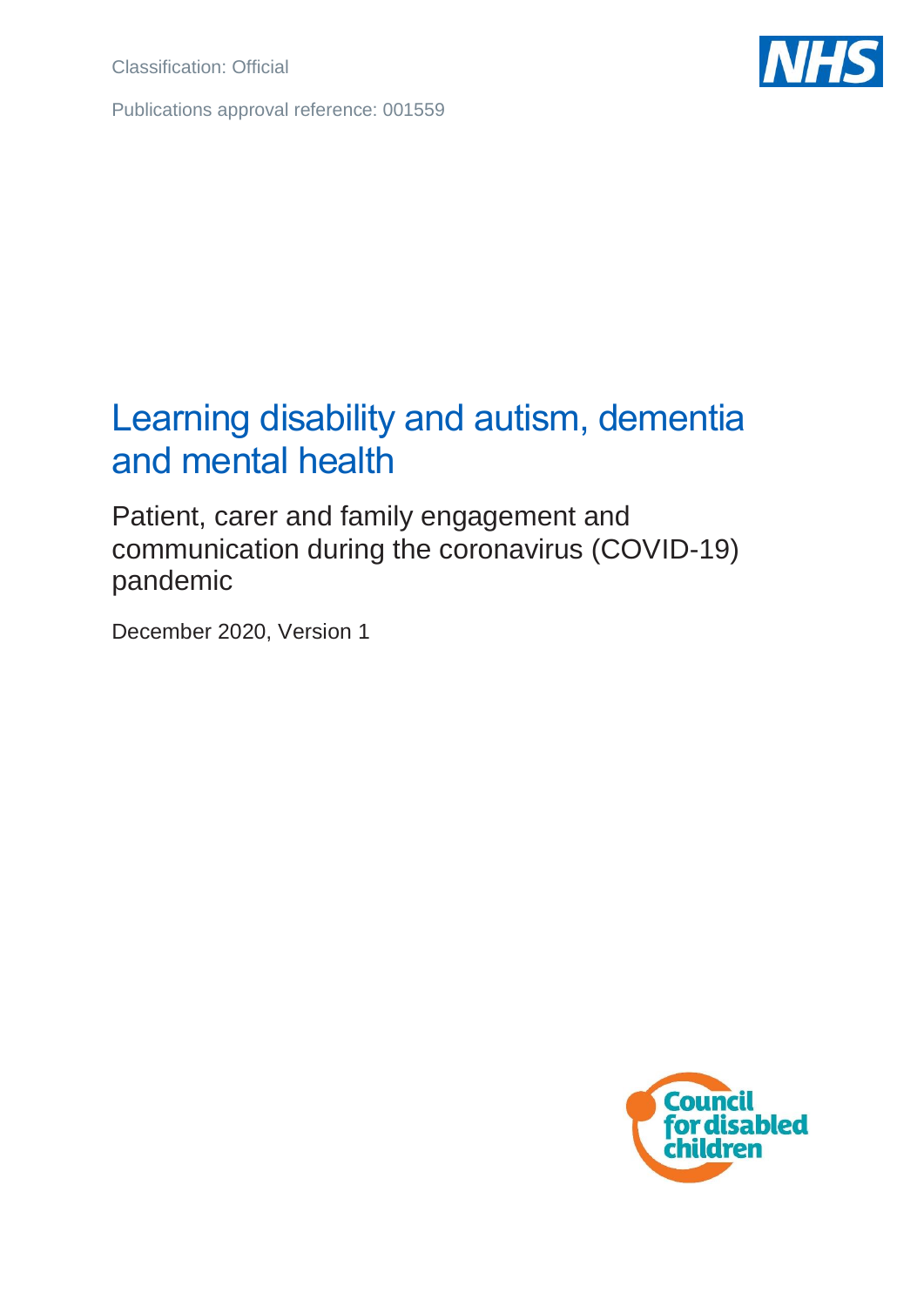Classification: Official

Publications approval reference: 001559

# Learning disability and autism, dementia and mental health

## Patient, carer and family engagement and communication during the coronavirus (COVID-19) pandemic

December 2020, Version 1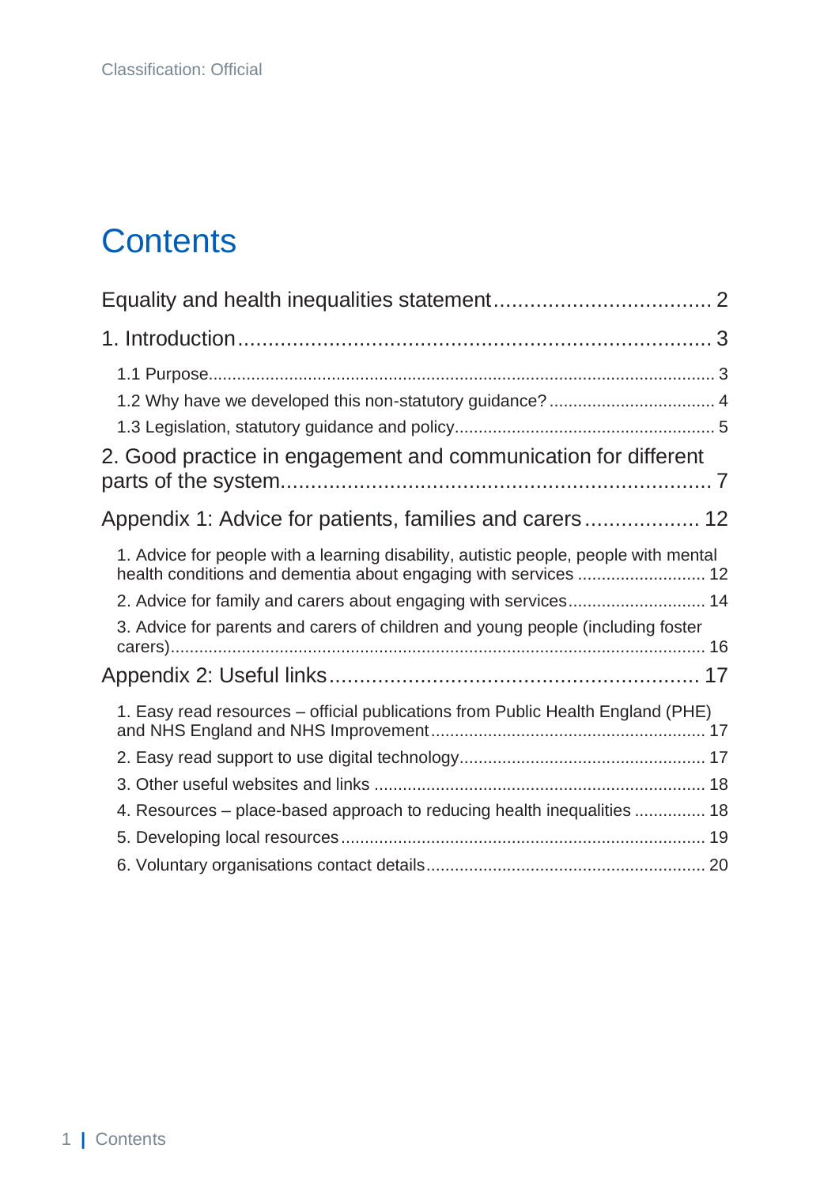# Contents

Equality and health inequalities statement .................................... 2

1. Introduction ........................................................................... 3

- 1.1 Purpose ........................................................................................ 3
- 1.2 Why have we developed this non-statutory guidance? ................................... 4
- 1.3 Legislation, statutory guidance and policy ...................................................... 5

2. Good practice in engagement and communication for different parts of the system ........................................................................ 7

Appendix 1: Advice for patients, families and carers ................... 12

- 1. Advice for people with a learning disability, autistic people, people with mental health conditions and dementia about engaging with services ........................... 12
- 2. Advice for family and carers about engaging with services ............................ 14
- 3. Advice for parents and carers of children and young people (including foster carers) ................................................................................................ 16

Appendix 2: Useful links ........................................................... 17

- 1. Easy read resources – official publications from Public Health England (PHE) and NHS England and NHS Improvement ........................................................ 17
- 2. Easy read support to use digital technology ................................................... 17
- 3. Other useful websites and links ..................................................................... 18
- 4. Resources – place-based approach to reducing health inequalities ............... 18
- 5. Developing local resources ............................................................................ 19
- 6. Voluntary organisations contact details .......................................................... 20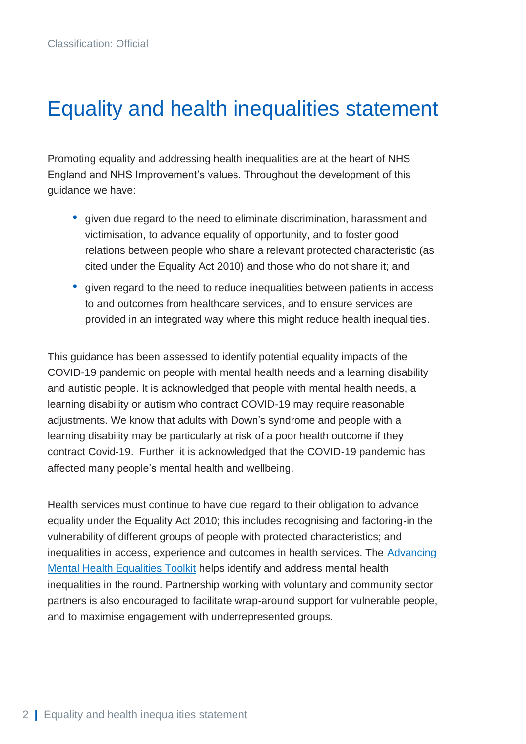# Equality and health inequalities statement

Promoting equality and addressing health inequalities are at the heart of NHS England and NHS Improvement's values. Throughout the development of this guidance we have:

- given due regard to the need to eliminate discrimination, harassment and victimisation, to advance equality of opportunity, and to foster good relations between people who share a relevant protected characteristic (as cited under the Equality Act 2010) and those who do not share it; and
- given regard to the need to reduce inequalities between patients in access to and outcomes from healthcare services, and to ensure services are provided in an integrated way where this might reduce health inequalities.

This guidance has been assessed to identify potential equality impacts of the COVID-19 pandemic on people with mental health needs and a learning disability and autistic people. It is acknowledged that people with mental health needs, a learning disability or autism who contract COVID-19 may require reasonable adjustments. We know that adults with Down's syndrome and people with a learning disability may be particularly at risk of a poor health outcome if they contract Covid-19. Further, it is acknowledged that the COVID-19 pandemic has affected many people's mental health and wellbeing.

Health services must continue to have due regard to their obligation to advance equality under the Equality Act 2010; this includes recognising and factoring-in the vulnerability of different groups of people with protected characteristics; and inequalities in access, experience and outcomes in health services. The Advancing Mental Health Equalities Toolkit helps identify and address mental health inequalities in the round. Partnership working with voluntary and community sector partners is also encouraged to facilitate wrap-around support for vulnerable people, and to maximise engagement with underrepresented groups.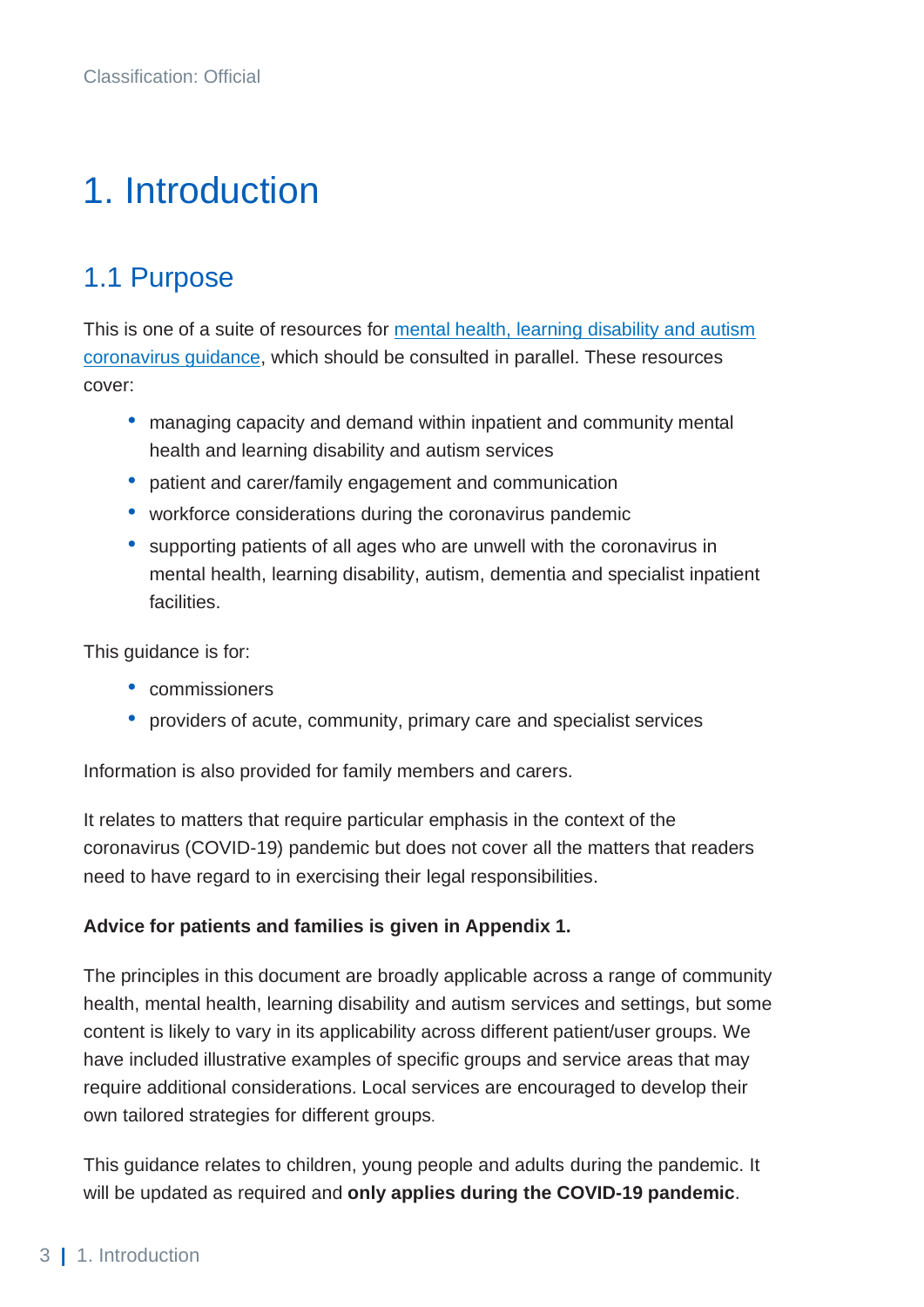# 1. Introduction

## 1.1 Purpose

This is one of a suite of resources for [mental health, learning disability and autism coronavirus guidance](), which should be consulted in parallel. These resources cover:

- managing capacity and demand within inpatient and community mental health and learning disability and autism services
- patient and carer/family engagement and communication
- workforce considerations during the coronavirus pandemic
- supporting patients of all ages who are unwell with the coronavirus in mental health, learning disability, autism, dementia and specialist inpatient facilities.

This guidance is for:

- commissioners
- providers of acute, community, primary care and specialist services

Information is also provided for family members and carers.

It relates to matters that require particular emphasis in the context of the coronavirus (COVID-19) pandemic but does not cover all the matters that readers need to have regard to in exercising their legal responsibilities.

**Advice for patients and families is given in Appendix 1.**

The principles in this document are broadly applicable across a range of community health, mental health, learning disability and autism services and settings, but some content is likely to vary in its applicability across different patient/user groups. We have included illustrative examples of specific groups and service areas that may require additional considerations. Local services are encouraged to develop their own tailored strategies for different groups.

This guidance relates to children, young people and adults during the pandemic. It will be updated as required and **only applies during the COVID-19 pandemic**.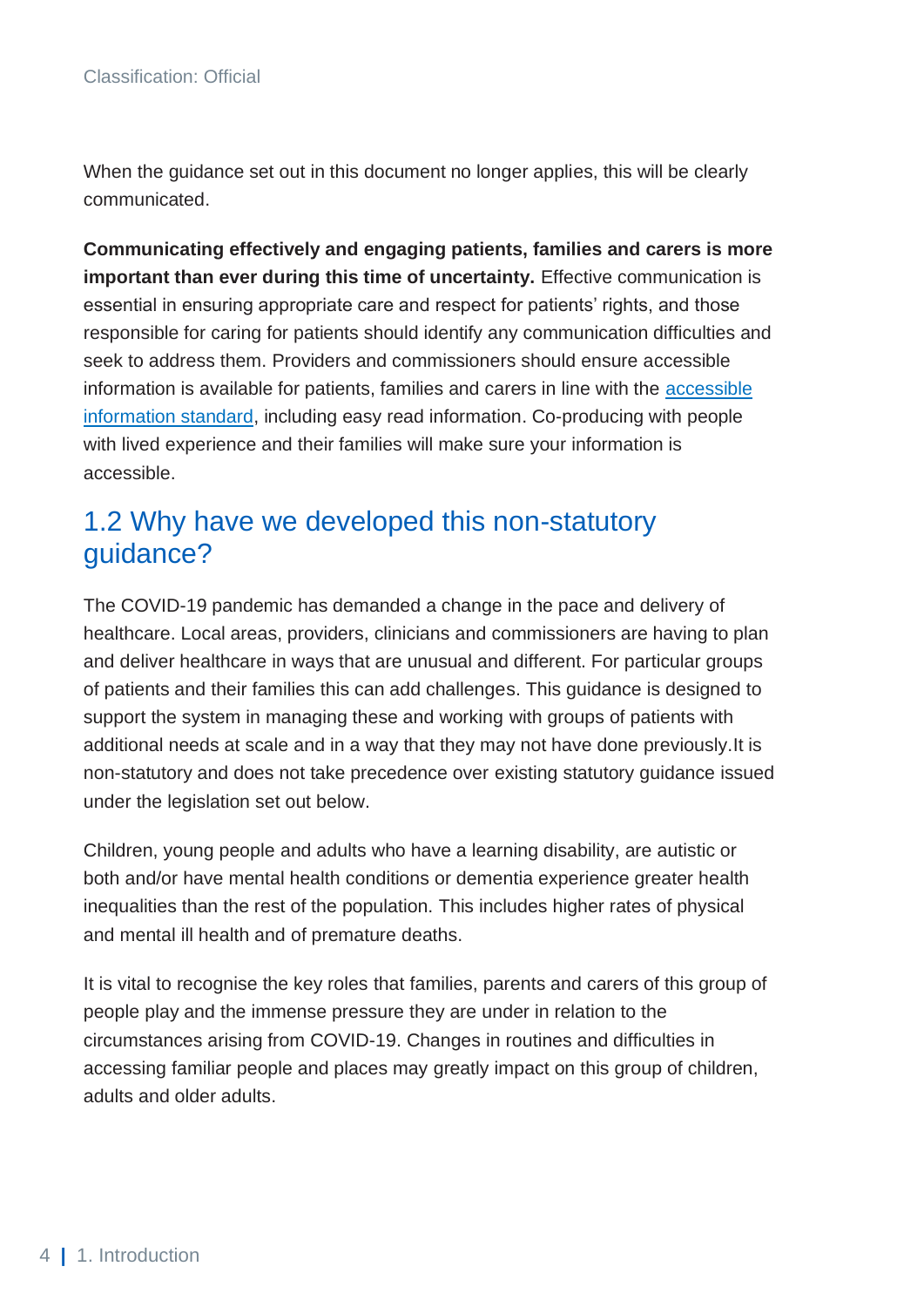When the guidance set out in this document no longer applies, this will be clearly communicated.

**Communicating effectively and engaging patients, families and carers is more important than ever during this time of uncertainty.** Effective communication is essential in ensuring appropriate care and respect for patients' rights, and those responsible for caring for patients should identify any communication difficulties and seek to address them. Providers and commissioners should ensure accessible information is available for patients, families and carers in line with the accessible information standard, including easy read information. Co-producing with people with lived experience and their families will make sure your information is accessible.

## 1.2 Why have we developed this non-statutory guidance?

The COVID-19 pandemic has demanded a change in the pace and delivery of healthcare. Local areas, providers, clinicians and commissioners are having to plan and deliver healthcare in ways that are unusual and different. For particular groups of patients and their families this can add challenges. This guidance is designed to support the system in managing these and working with groups of patients with additional needs at scale and in a way that they may not have done previously.It is non-statutory and does not take precedence over existing statutory guidance issued under the legislation set out below.

Children, young people and adults who have a learning disability, are autistic or both and/or have mental health conditions or dementia experience greater health inequalities than the rest of the population. This includes higher rates of physical and mental ill health and of premature deaths.

It is vital to recognise the key roles that families, parents and carers of this group of people play and the immense pressure they are under in relation to the circumstances arising from COVID-19. Changes in routines and difficulties in accessing familiar people and places may greatly impact on this group of children, adults and older adults.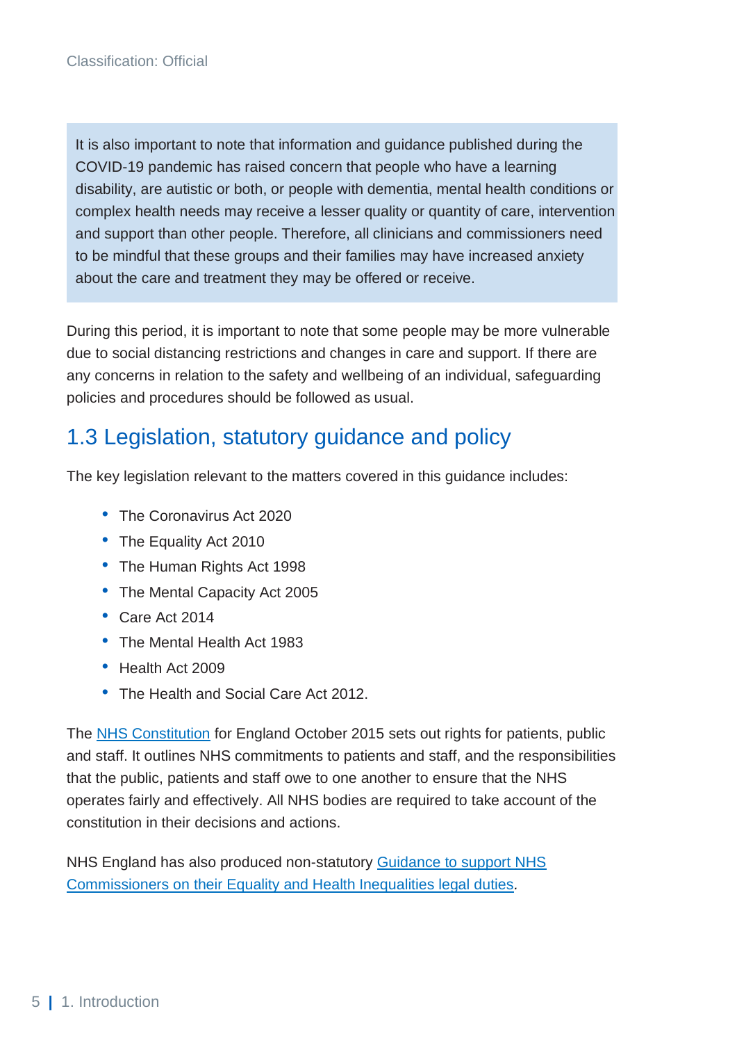It is also important to note that information and guidance published during the COVID-19 pandemic has raised concern that people who have a learning disability, are autistic or both, or people with dementia, mental health conditions or complex health needs may receive a lesser quality or quantity of care, intervention and support than other people. Therefore, all clinicians and commissioners need to be mindful that these groups and their families may have increased anxiety about the care and treatment they may be offered or receive.

During this period, it is important to note that some people may be more vulnerable due to social distancing restrictions and changes in care and support. If there are any concerns in relation to the safety and wellbeing of an individual, safeguarding policies and procedures should be followed as usual.

## 1.3 Legislation, statutory guidance and policy

The key legislation relevant to the matters covered in this guidance includes:

- The Coronavirus Act 2020
- The Equality Act 2010
- The Human Rights Act 1998
- The Mental Capacity Act 2005
- Care Act 2014
- The Mental Health Act 1983
- Health Act 2009
- The Health and Social Care Act 2012.

The NHS Constitution for England October 2015 sets out rights for patients, public and staff. It outlines NHS commitments to patients and staff, and the responsibilities that the public, patients and staff owe to one another to ensure that the NHS operates fairly and effectively. All NHS bodies are required to take account of the constitution in their decisions and actions.

NHS England has also produced non-statutory Guidance to support NHS Commissioners on their Equality and Health Inequalities legal duties.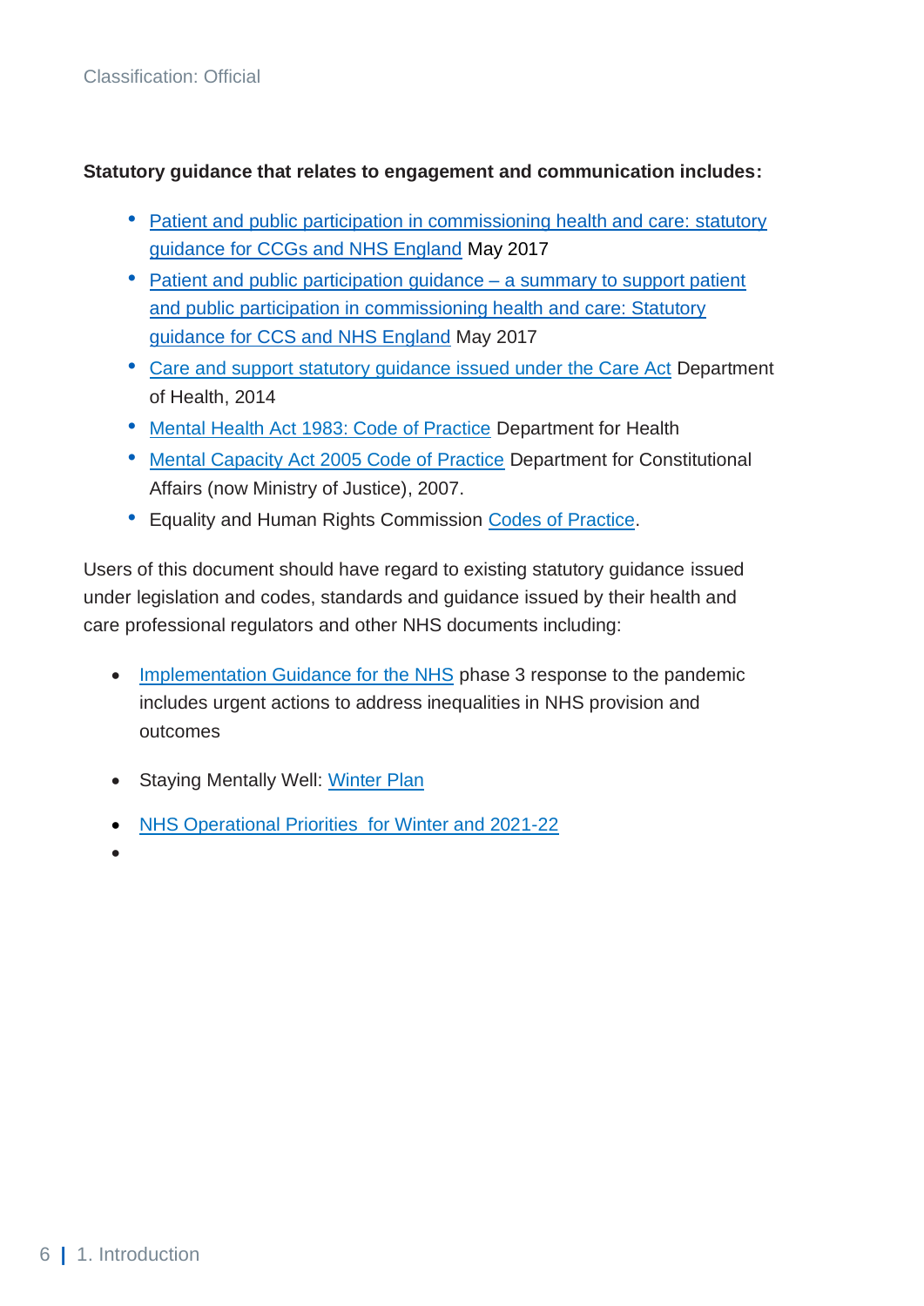**Statutory guidance that relates to engagement and communication includes:**

- Patient and public participation in commissioning health and care: statutory guidance for CCGs and NHS England May 2017
- Patient and public participation guidance – a summary to support patient and public participation in commissioning health and care: Statutory guidance for CCS and NHS England May 2017
- Care and support statutory guidance issued under the Care Act Department of Health, 2014
- Mental Health Act 1983: Code of Practice Department for Health
- Mental Capacity Act 2005 Code of Practice Department for Constitutional Affairs (now Ministry of Justice), 2007.
- Equality and Human Rights Commission Codes of Practice.

Users of this document should have regard to existing statutory guidance issued under legislation and codes, standards and guidance issued by their health and care professional regulators and other NHS documents including:

- Implementation Guidance for the NHS phase 3 response to the pandemic includes urgent actions to address inequalities in NHS provision and outcomes
- Staying Mentally Well: Winter Plan
- NHS Operational Priorities for Winter and 2021-22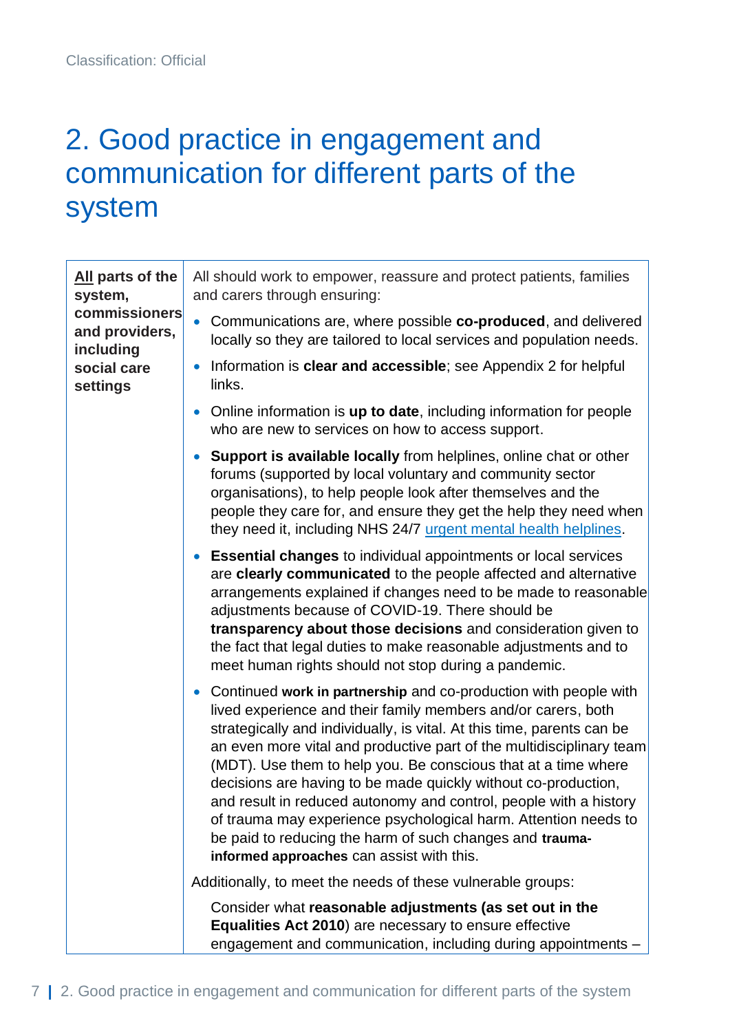# 2. Good practice in engagement and communication for different parts of the system

| **All parts of the system, commissioners and providers, including social care settings** | All should work to empower, reassure and protect patients, families and carers through ensuring:<br><br>• Communications are, where possible **co-produced**, and delivered locally so they are tailored to local services and population needs.<br>• Information is **clear and accessible**; see Appendix 2 for helpful links.<br>• Online information is **up to date**, including information for people who are new to services on how to access support.<br>• **Support is available locally** from helplines, online chat or other forums (supported by local voluntary and community sector organisations), to help people look after themselves and the people they care for, and ensure they get the help they need when they need it, including NHS 24/7 urgent mental health helplines.<br>• **Essential changes** to individual appointments or local services are **clearly communicated** to the people affected and alternative arrangements explained if changes need to be made to reasonable adjustments because of COVID-19. There should be **transparency about those decisions** and consideration given to the fact that legal duties to make reasonable adjustments and to meet human rights should not stop during a pandemic.<br>• Continued **work in partnership** and co-production with people with lived experience and their family members and/or carers, both strategically and individually, is vital. At this time, parents can be an even more vital and productive part of the multidisciplinary team (MDT). Use them to help you. Be conscious that at a time where decisions are having to be made quickly without co-production, and result in reduced autonomy and control, people with a history of trauma may experience psychological harm. Attention needs to be paid to reducing the harm of such changes and **trauma-informed approaches** can assist with this.<br><br>Additionally, to meet the needs of these vulnerable groups:<br><br>Consider what **reasonable adjustments (as set out in the Equalities Act 2010**) are necessary to ensure effective engagement and communication, including during appointments – |
|---|---|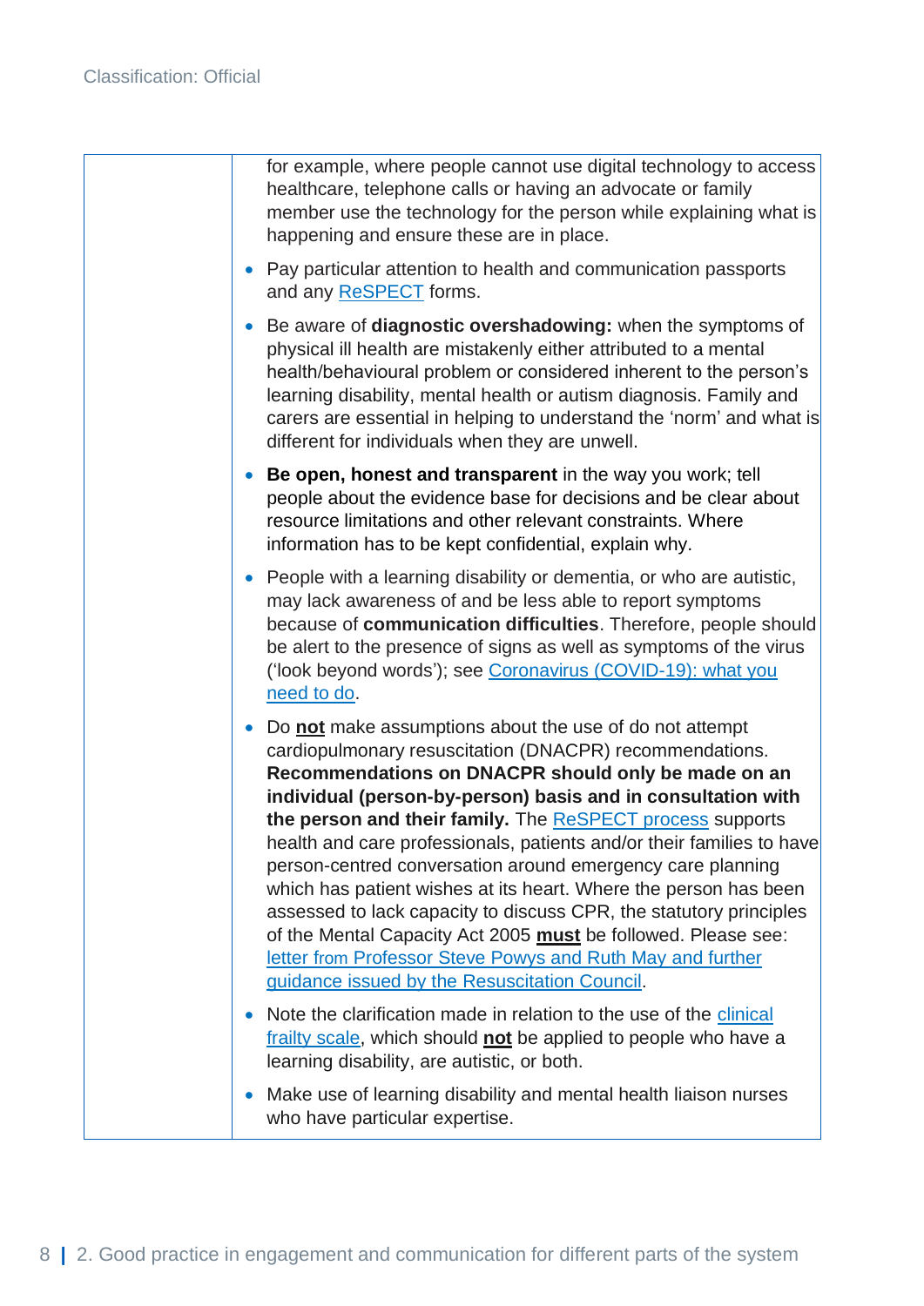| | |
|---|---|
| | for example, where people cannot use digital technology to access healthcare, telephone calls or having an advocate or family member use the technology for the person while explaining what is happening and ensure these are in place.<br><br>• Pay particular attention to health and communication passports and any ReSPECT forms.<br><br>• Be aware of **diagnostic overshadowing:** when the symptoms of physical ill health are mistakenly either attributed to a mental health/behavioural problem or considered inherent to the person's learning disability, mental health or autism diagnosis. Family and carers are essential in helping to understand the 'norm' and what is different for individuals when they are unwell.<br><br>• **Be open, honest and transparent** in the way you work; tell people about the evidence base for decisions and be clear about resource limitations and other relevant constraints. Where information has to be kept confidential, explain why.<br><br>• People with a learning disability or dementia, or who are autistic, may lack awareness of and be less able to report symptoms because of **communication difficulties**. Therefore, people should be alert to the presence of signs as well as symptoms of the virus ('look beyond words'); see Coronavirus (COVID-19): what you need to do.<br><br>• Do **not** make assumptions about the use of do not attempt cardiopulmonary resuscitation (DNACPR) recommendations. **Recommendations on DNACPR should only be made on an individual (person-by-person) basis and in consultation with the person and their family.** The ReSPECT process supports health and care professionals, patients and/or their families to have person-centred conversation around emergency care planning which has patient wishes at its heart. Where the person has been assessed to lack capacity to discuss CPR, the statutory principles of the Mental Capacity Act 2005 **must** be followed. Please see: letter from Professor Steve Powys and Ruth May and further guidance issued by the Resuscitation Council.<br><br>• Note the clarification made in relation to the use of the clinical frailty scale, which should **not** be applied to people who have a learning disability, are autistic, or both.<br><br>• Make use of learning disability and mental health liaison nurses who have particular expertise. |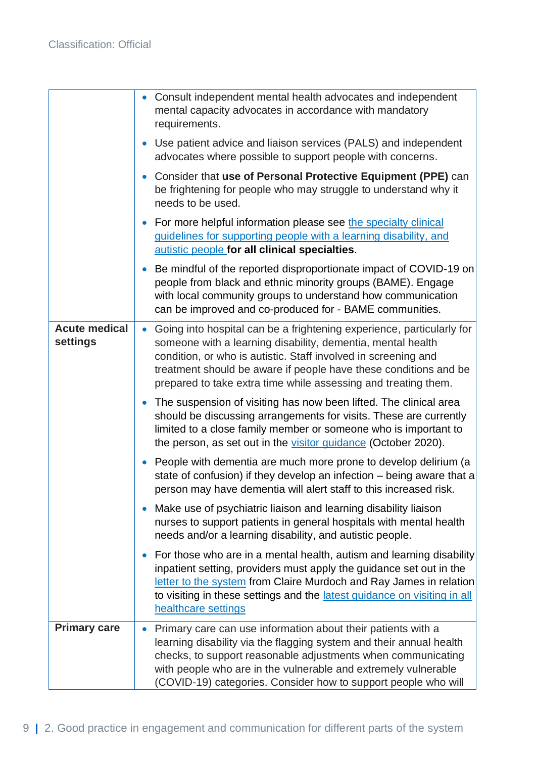| | |
|---|---|
| | • Consult independent mental health advocates and independent mental capacity advocates in accordance with mandatory requirements.<br>• Use patient advice and liaison services (PALS) and independent advocates where possible to support people with concerns.<br>• Consider that **use of Personal Protective Equipment (PPE)** can be frightening for people who may struggle to understand why it needs to be used.<br>• For more helpful information please see the specialty clinical guidelines for supporting people with a learning disability, and autistic people **for all clinical specialties**.<br>• Be mindful of the reported disproportionate impact of COVID-19 on people from black and ethnic minority groups (BAME). Engage with local community groups to understand how communication can be improved and co-produced for - BAME communities. |
| **Acute medical settings** | • Going into hospital can be a frightening experience, particularly for someone with a learning disability, dementia, mental health condition, or who is autistic. Staff involved in screening and treatment should be aware if people have these conditions and be prepared to take extra time while assessing and treating them.<br>• The suspension of visiting has now been lifted. The clinical area should be discussing arrangements for visits. These are currently limited to a close family member or someone who is important to the person, as set out in the visitor guidance (October 2020).<br>• People with dementia are much more prone to develop delirium (a state of confusion) if they develop an infection – being aware that a person may have dementia will alert staff to this increased risk.<br>• Make use of psychiatric liaison and learning disability liaison nurses to support patients in general hospitals with mental health needs and/or a learning disability, and autistic people.<br>• For those who are in a mental health, autism and learning disability inpatient setting, providers must apply the guidance set out in the letter to the system from Claire Murdoch and Ray James in relation to visiting in these settings and the latest guidance on visiting in all healthcare settings |
| **Primary care** | • Primary care can use information about their patients with a learning disability via the flagging system and their annual health checks, to support reasonable adjustments when communicating with people who are in the vulnerable and extremely vulnerable (COVID-19) categories. Consider how to support people who will |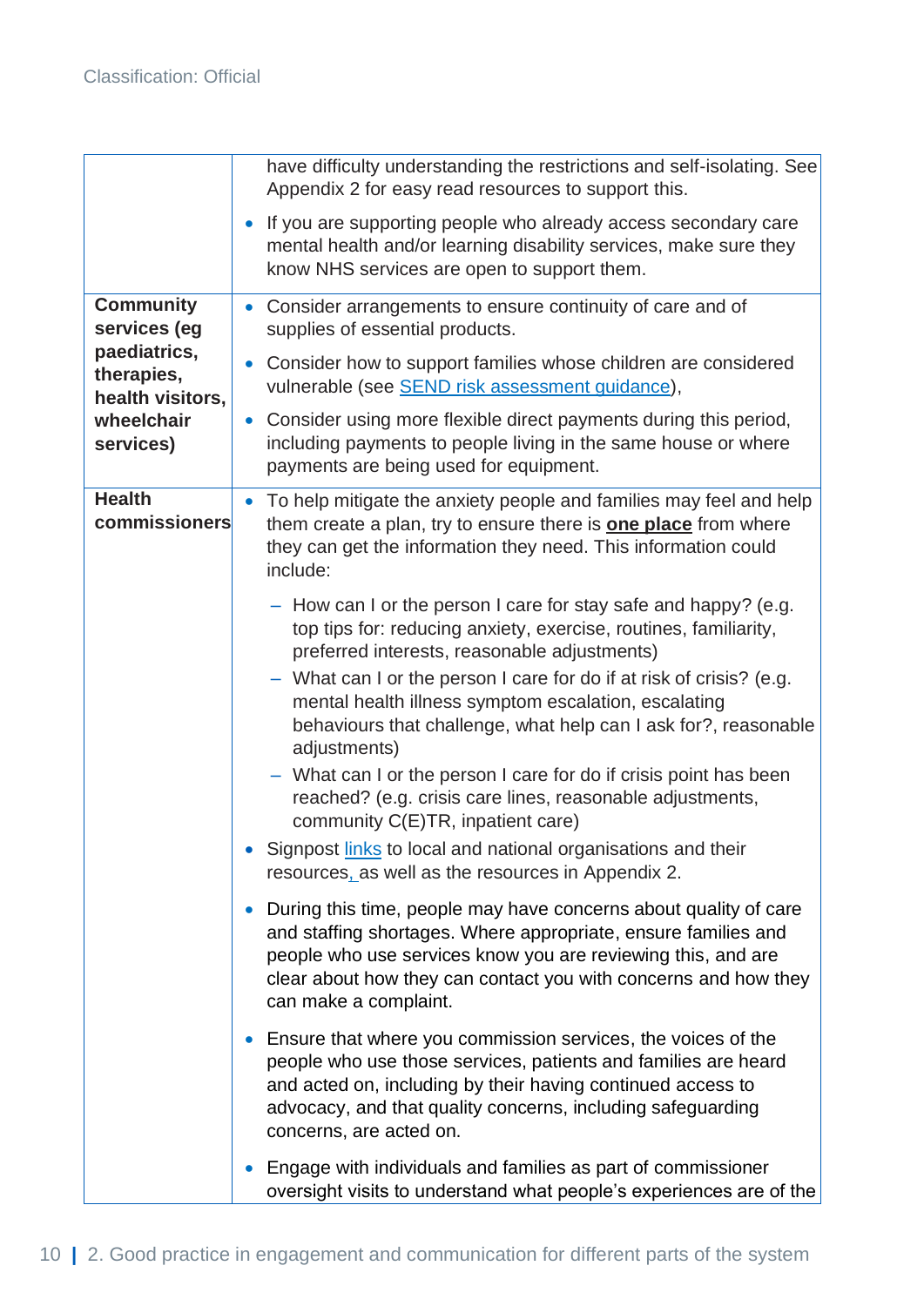| | |
|---|---|
| | have difficulty understanding the restrictions and self-isolating. See Appendix 2 for easy read resources to support this.<br>• If you are supporting people who already access secondary care mental health and/or learning disability services, make sure they know NHS services are open to support them. |
| **Community services (eg paediatrics, therapies, health visitors, wheelchair services)** | • Consider arrangements to ensure continuity of care and of supplies of essential products.<br>• Consider how to support families whose children are considered vulnerable (see SEND risk assessment guidance),<br>• Consider using more flexible direct payments during this period, including payments to people living in the same house or where payments are being used for equipment. |
| **Health commissioners** | • To help mitigate the anxiety people and families may feel and help them create a plan, try to ensure there is **one place** from where they can get the information they need. This information could include:<br>  – How can I or the person I care for stay safe and happy? (e.g. top tips for: reducing anxiety, exercise, routines, familiarity, preferred interests, reasonable adjustments)<br>  – What can I or the person I care for do if at risk of crisis? (e.g. mental health illness symptom escalation, escalating behaviours that challenge, what help can I ask for?, reasonable adjustments)<br>  – What can I or the person I care for do if crisis point has been reached? (e.g. crisis care lines, reasonable adjustments, community C(E)TR, inpatient care)<br>• Signpost links to local and national organisations and their resources, as well as the resources in Appendix 2.<br>• During this time, people may have concerns about quality of care and staffing shortages. Where appropriate, ensure families and people who use services know you are reviewing this, and are clear about how they can contact you with concerns and how they can make a complaint.<br>• Ensure that where you commission services, the voices of the people who use those services, patients and families are heard and acted on, including by their having continued access to advocacy, and that quality concerns, including safeguarding concerns, are acted on.<br>• Engage with individuals and families as part of commissioner oversight visits to understand what people's experiences are of the |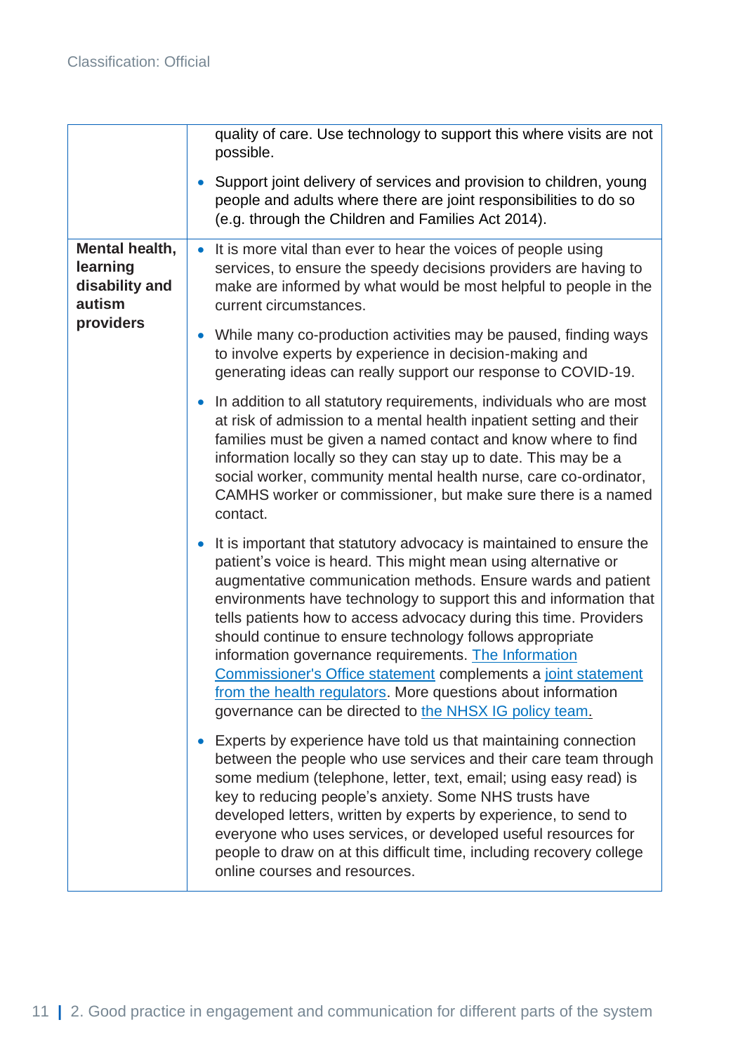| | |
|---|---|
| | quality of care. Use technology to support this where visits are not possible.<br><br>• Support joint delivery of services and provision to children, young people and adults where there are joint responsibilities to do so (e.g. through the Children and Families Act 2014). |
| **Mental health, learning disability and autism providers** | • It is more vital than ever to hear the voices of people using services, to ensure the speedy decisions providers are having to make are informed by what would be most helpful to people in the current circumstances.<br><br>• While many co-production activities may be paused, finding ways to involve experts by experience in decision-making and generating ideas can really support our response to COVID-19.<br><br>• In addition to all statutory requirements, individuals who are most at risk of admission to a mental health inpatient setting and their families must be given a named contact and know where to find information locally so they can stay up to date. This may be a social worker, community mental health nurse, care co-ordinator, CAMHS worker or commissioner, but make sure there is a named contact.<br><br>• It is important that statutory advocacy is maintained to ensure the patient's voice is heard. This might mean using alternative or augmentative communication methods. Ensure wards and patient environments have technology to support this and information that tells patients how to access advocacy during this time. Providers should continue to ensure technology follows appropriate information governance requirements. The Information Commissioner's Office statement complements a joint statement from the health regulators. More questions about information governance can be directed to the NHSX IG policy team.<br><br>• Experts by experience have told us that maintaining connection between the people who use services and their care team through some medium (telephone, letter, text, email; using easy read) is key to reducing people's anxiety. Some NHS trusts have developed letters, written by experts by experience, to send to everyone who uses services, or developed useful resources for people to draw on at this difficult time, including recovery college online courses and resources. |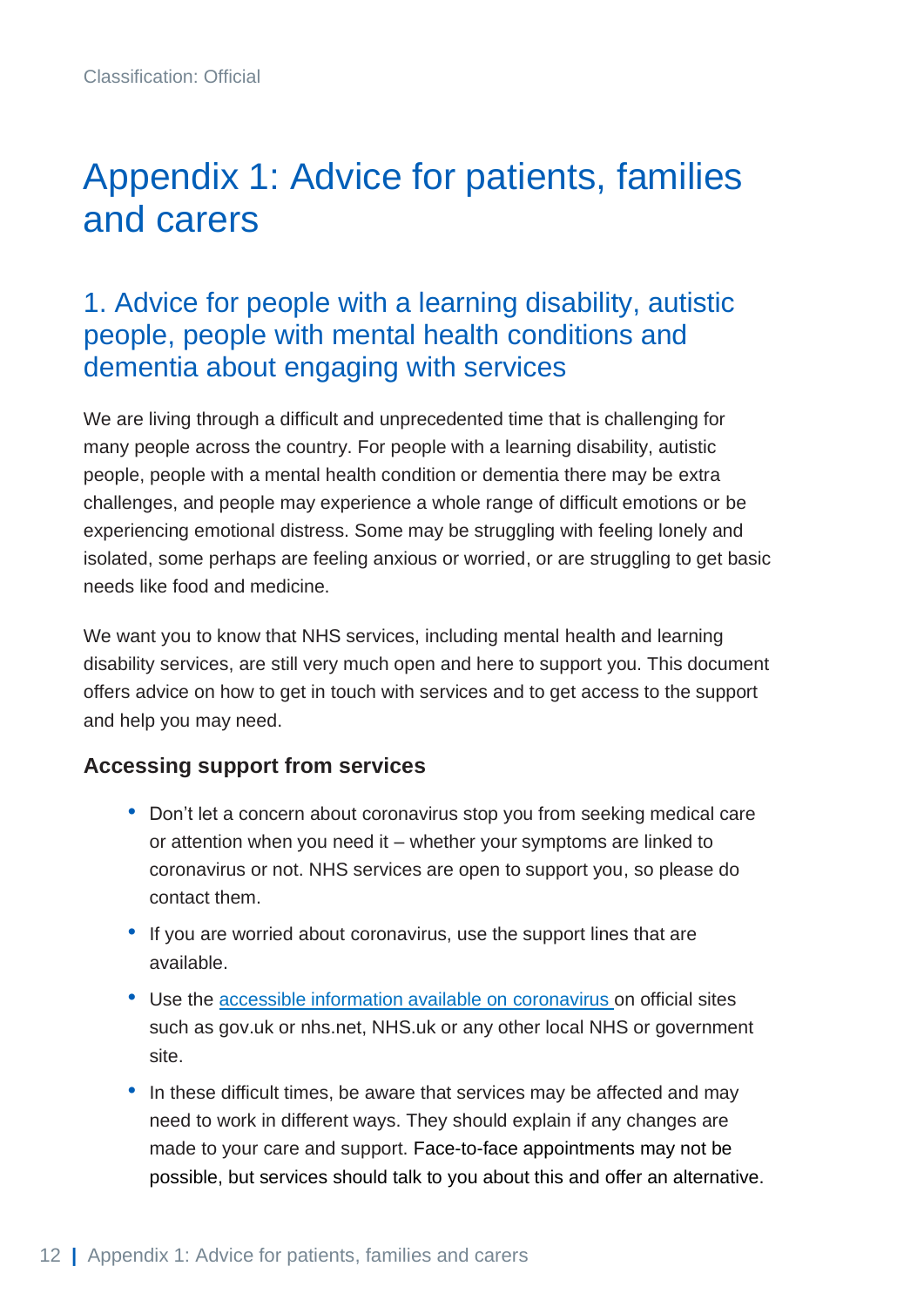Classification: Official

# Appendix 1: Advice for patients, families and carers

## 1. Advice for people with a learning disability, autistic people, people with mental health conditions and dementia about engaging with services

We are living through a difficult and unprecedented time that is challenging for many people across the country. For people with a learning disability, autistic people, people with a mental health condition or dementia there may be extra challenges, and people may experience a whole range of difficult emotions or be experiencing emotional distress. Some may be struggling with feeling lonely and isolated, some perhaps are feeling anxious or worried, or are struggling to get basic needs like food and medicine.

We want you to know that NHS services, including mental health and learning disability services, are still very much open and here to support you. This document offers advice on how to get in touch with services and to get access to the support and help you may need.

### Accessing support from services

- Don't let a concern about coronavirus stop you from seeking medical care or attention when you need it – whether your symptoms are linked to coronavirus or not. NHS services are open to support you, so please do contact them.
- If you are worried about coronavirus, use the support lines that are available.
- Use the accessible information available on coronavirus on official sites such as gov.uk or nhs.net, NHS.uk or any other local NHS or government site.
- In these difficult times, be aware that services may be affected and may need to work in different ways. They should explain if any changes are made to your care and support. Face-to-face appointments may not be possible, but services should talk to you about this and offer an alternative.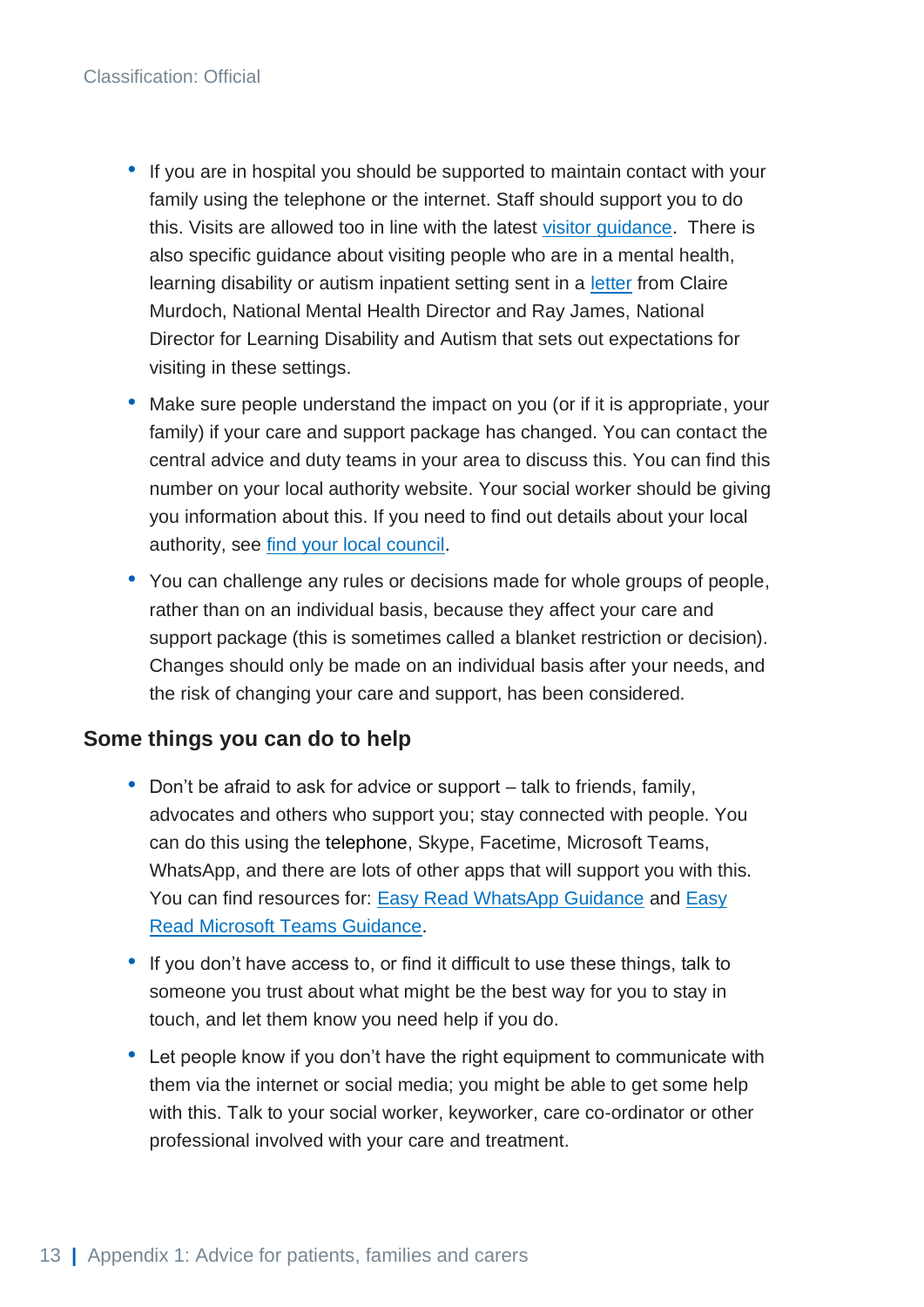- If you are in hospital you should be supported to maintain contact with your family using the telephone or the internet. Staff should support you to do this. Visits are allowed too in line with the latest visitor guidance. There is also specific guidance about visiting people who are in a mental health, learning disability or autism inpatient setting sent in a letter from Claire Murdoch, National Mental Health Director and Ray James, National Director for Learning Disability and Autism that sets out expectations for visiting in these settings.
- Make sure people understand the impact on you (or if it is appropriate, your family) if your care and support package has changed. You can contact the central advice and duty teams in your area to discuss this. You can find this number on your local authority website. Your social worker should be giving you information about this. If you need to find out details about your local authority, see find your local council.
- You can challenge any rules or decisions made for whole groups of people, rather than on an individual basis, because they affect your care and support package (this is sometimes called a blanket restriction or decision). Changes should only be made on an individual basis after your needs, and the risk of changing your care and support, has been considered.

## Some things you can do to help

- Don't be afraid to ask for advice or support – talk to friends, family, advocates and others who support you; stay connected with people. You can do this using the telephone, Skype, Facetime, Microsoft Teams, WhatsApp, and there are lots of other apps that will support you with this. You can find resources for: Easy Read WhatsApp Guidance and Easy Read Microsoft Teams Guidance.
- If you don't have access to, or find it difficult to use these things, talk to someone you trust about what might be the best way for you to stay in touch, and let them know you need help if you do.
- Let people know if you don't have the right equipment to communicate with them via the internet or social media; you might be able to get some help with this. Talk to your social worker, keyworker, care co-ordinator or other professional involved with your care and treatment.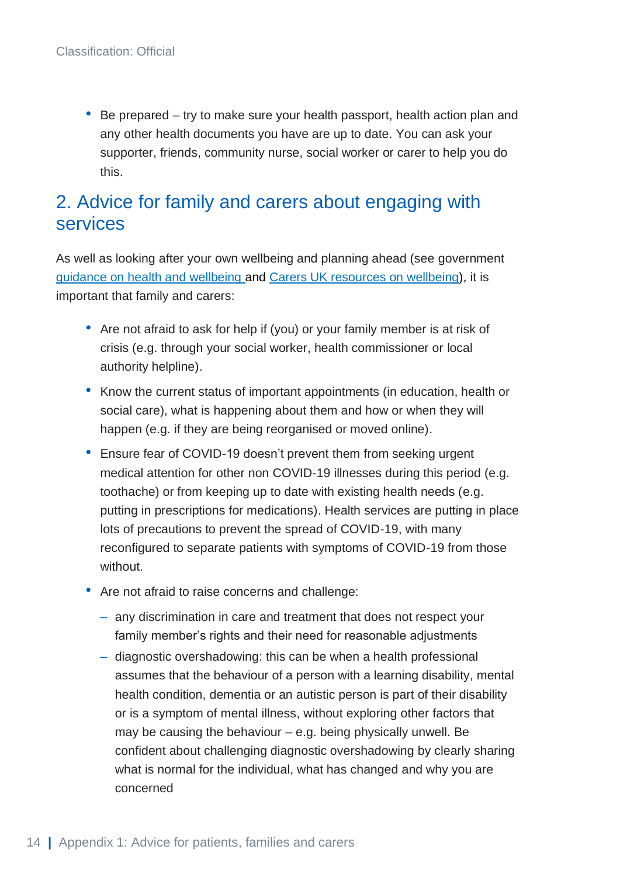- Be prepared – try to make sure your health passport, health action plan and any other health documents you have are up to date. You can ask your supporter, friends, community nurse, social worker or carer to help you do this.

## 2. Advice for family and carers about engaging with services

As well as looking after your own wellbeing and planning ahead (see government guidance on health and wellbeing and Carers UK resources on wellbeing), it is important that family and carers:

- Are not afraid to ask for help if (you) or your family member is at risk of crisis (e.g. through your social worker, health commissioner or local authority helpline).
- Know the current status of important appointments (in education, health or social care), what is happening about them and how or when they will happen (e.g. if they are being reorganised or moved online).
- Ensure fear of COVID-19 doesn't prevent them from seeking urgent medical attention for other non COVID-19 illnesses during this period (e.g. toothache) or from keeping up to date with existing health needs (e.g. putting in prescriptions for medications). Health services are putting in place lots of precautions to prevent the spread of COVID-19, with many reconfigured to separate patients with symptoms of COVID-19 from those without.
- Are not afraid to raise concerns and challenge:
  - any discrimination in care and treatment that does not respect your family member's rights and their need for reasonable adjustments
  - diagnostic overshadowing: this can be when a health professional assumes that the behaviour of a person with a learning disability, mental health condition, dementia or an autistic person is part of their disability or is a symptom of mental illness, without exploring other factors that may be causing the behaviour – e.g. being physically unwell. Be confident about challenging diagnostic overshadowing by clearly sharing what is normal for the individual, what has changed and why you are concerned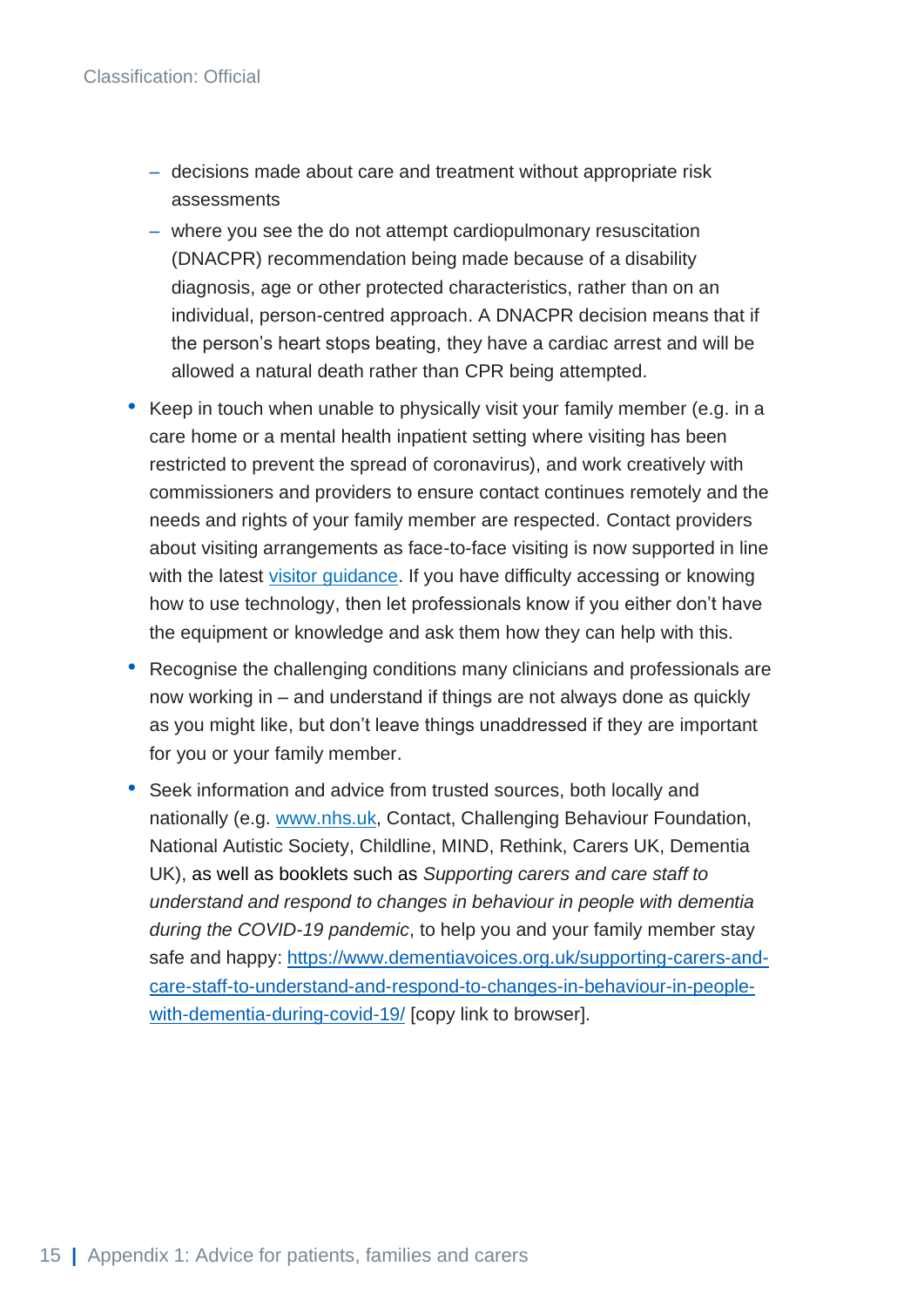- decisions made about care and treatment without appropriate risk assessments
  - where you see the do not attempt cardiopulmonary resuscitation (DNACPR) recommendation being made because of a disability diagnosis, age or other protected characteristics, rather than on an individual, person-centred approach. A DNACPR decision means that if the person's heart stops beating, they have a cardiac arrest and will be allowed a natural death rather than CPR being attempted.

- Keep in touch when unable to physically visit your family member (e.g. in a care home or a mental health inpatient setting where visiting has been restricted to prevent the spread of coronavirus), and work creatively with commissioners and providers to ensure contact continues remotely and the needs and rights of your family member are respected. Contact providers about visiting arrangements as face-to-face visiting is now supported in line with the latest visitor guidance. If you have difficulty accessing or knowing how to use technology, then let professionals know if you either don't have the equipment or knowledge and ask them how they can help with this.

- Recognise the challenging conditions many clinicians and professionals are now working in – and understand if things are not always done as quickly as you might like, but don't leave things unaddressed if they are important for you or your family member.

- Seek information and advice from trusted sources, both locally and nationally (e.g. www.nhs.uk, Contact, Challenging Behaviour Foundation, National Autistic Society, Childline, MIND, Rethink, Carers UK, Dementia UK), as well as booklets such as *Supporting carers and care staff to understand and respond to changes in behaviour in people with dementia during the COVID-19 pandemic*, to help you and your family member stay safe and happy: https://www.dementiavoices.org.uk/supporting-carers-and-care-staff-to-understand-and-respond-to-changes-in-behaviour-in-people-with-dementia-during-covid-19/ [copy link to browser].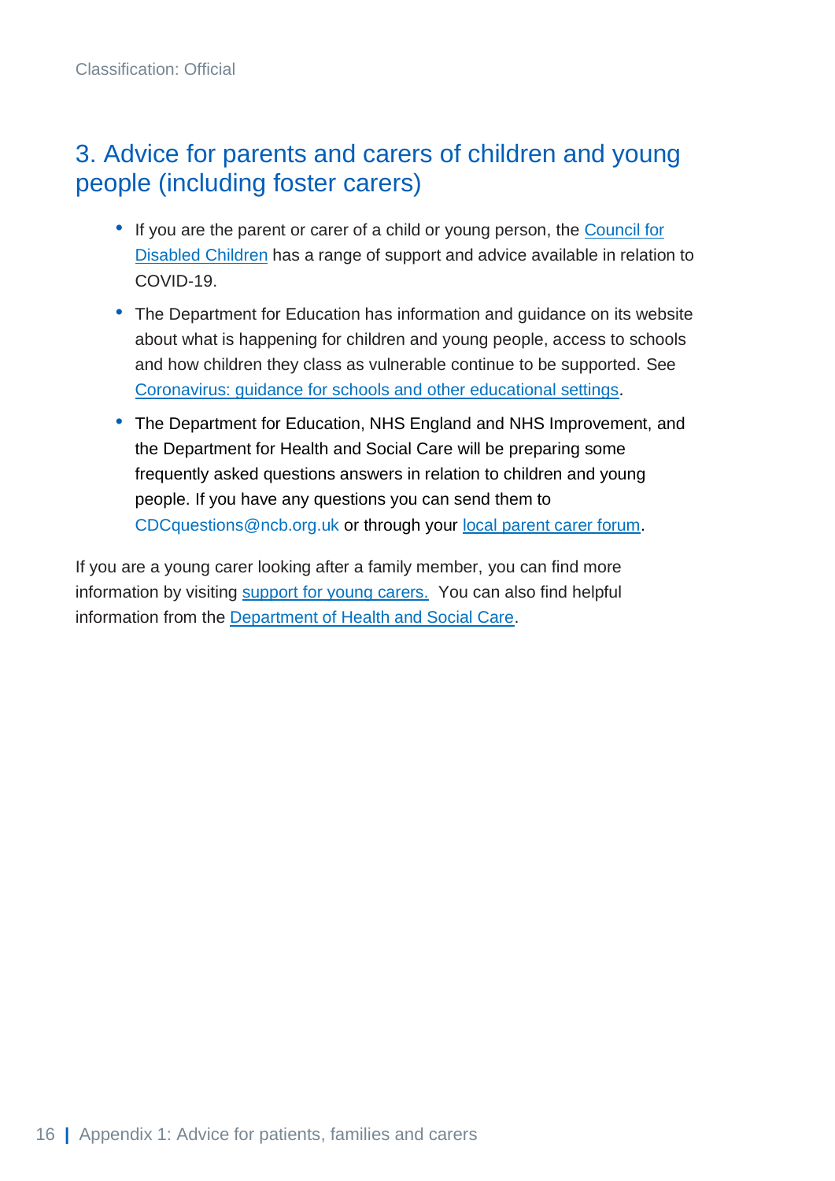## 3. Advice for parents and carers of children and young people (including foster carers)

- If you are the parent or carer of a child or young person, the Council for Disabled Children has a range of support and advice available in relation to COVID-19.
- The Department for Education has information and guidance on its website about what is happening for children and young people, access to schools and how children they class as vulnerable continue to be supported. See Coronavirus: guidance for schools and other educational settings.
- The Department for Education, NHS England and NHS Improvement, and the Department for Health and Social Care will be preparing some frequently asked questions answers in relation to children and young people. If you have any questions you can send them to CDCquestions@ncb.org.uk or through your local parent carer forum.

If you are a young carer looking after a family member, you can find more information by visiting support for young carers. You can also find helpful information from the Department of Health and Social Care.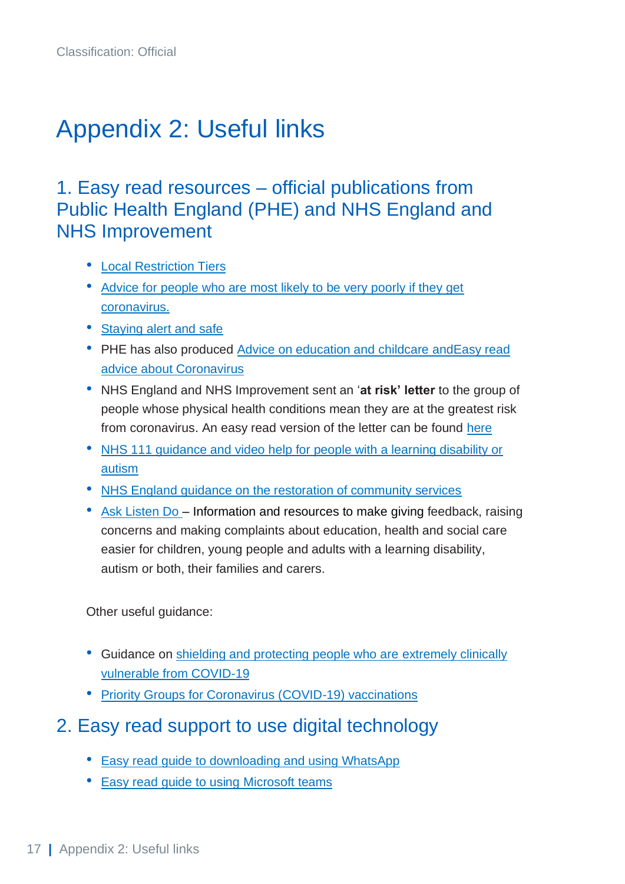# Appendix 2: Useful links

## 1. Easy read resources – official publications from Public Health England (PHE) and NHS England and NHS Improvement

- Local Restriction Tiers
- Advice for people who are most likely to be very poorly if they get coronavirus.
- Staying alert and safe
- PHE has also produced Advice on education and childcare andEasy read advice about Coronavirus
- NHS England and NHS Improvement sent an '**at risk' letter** to the group of people whose physical health conditions mean they are at the greatest risk from coronavirus. An easy read version of the letter can be found here
- NHS 111 guidance and video help for people with a learning disability or autism
- NHS England guidance on the restoration of community services
- Ask Listen Do – Information and resources to make giving feedback, raising concerns and making complaints about education, health and social care easier for children, young people and adults with a learning disability, autism or both, their families and carers.

Other useful guidance:

- Guidance on shielding and protecting people who are extremely clinically vulnerable from COVID-19
- Priority Groups for Coronavirus (COVID-19) vaccinations

## 2. Easy read support to use digital technology

- Easy read guide to downloading and using WhatsApp
- Easy read guide to using Microsoft teams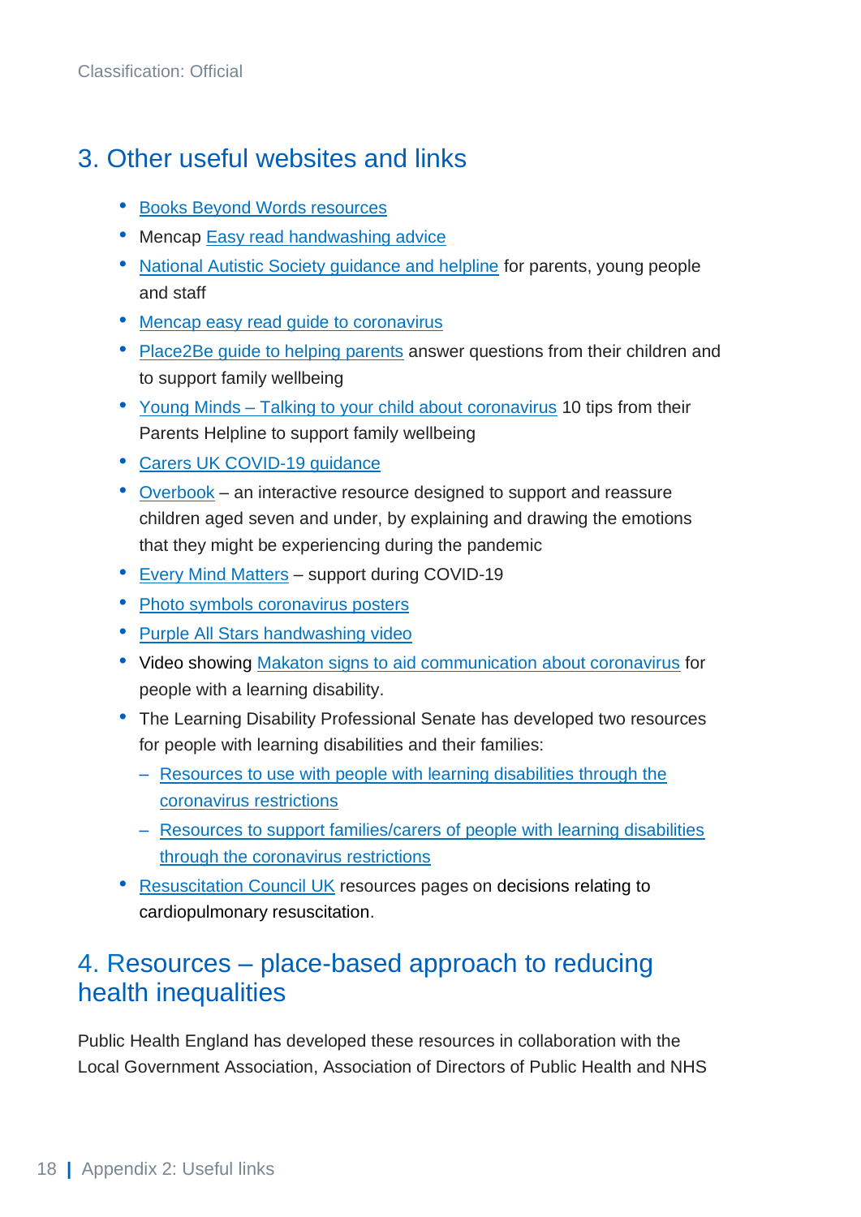## 3. Other useful websites and links

- Books Beyond Words resources
- Mencap Easy read handwashing advice
- National Autistic Society guidance and helpline for parents, young people and staff
- Mencap easy read guide to coronavirus
- Place2Be guide to helping parents answer questions from their children and to support family wellbeing
- Young Minds – Talking to your child about coronavirus 10 tips from their Parents Helpline to support family wellbeing
- Carers UK COVID-19 guidance
- Overbook – an interactive resource designed to support and reassure children aged seven and under, by explaining and drawing the emotions that they might be experiencing during the pandemic
- Every Mind Matters – support during COVID-19
- Photo symbols coronavirus posters
- Purple All Stars handwashing video
- Video showing Makaton signs to aid communication about coronavirus for people with a learning disability.
- The Learning Disability Professional Senate has developed two resources for people with learning disabilities and their families:
  - Resources to use with people with learning disabilities through the coronavirus restrictions
  - Resources to support families/carers of people with learning disabilities through the coronavirus restrictions
- Resuscitation Council UK resources pages on decisions relating to cardiopulmonary resuscitation.

## 4. Resources – place-based approach to reducing health inequalities

Public Health England has developed these resources in collaboration with the Local Government Association, Association of Directors of Public Health and NHS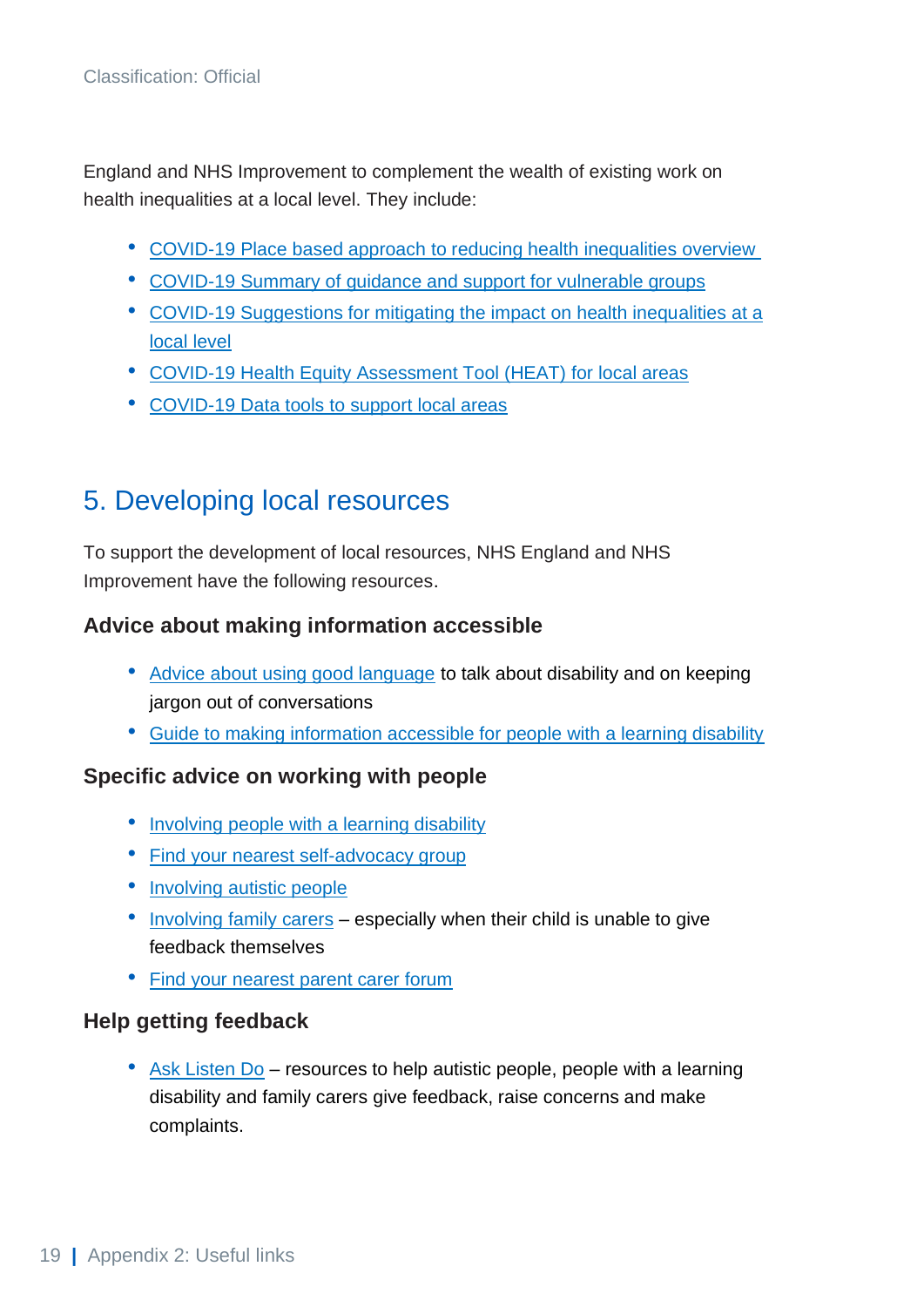England and NHS Improvement to complement the wealth of existing work on health inequalities at a local level. They include:

- COVID-19 Place based approach to reducing health inequalities overview
- COVID-19 Summary of guidance and support for vulnerable groups
- COVID-19 Suggestions for mitigating the impact on health inequalities at a local level
- COVID-19 Health Equity Assessment Tool (HEAT) for local areas
- COVID-19 Data tools to support local areas

## 5. Developing local resources

To support the development of local resources, NHS England and NHS Improvement have the following resources.

### Advice about making information accessible

- Advice about using good language to talk about disability and on keeping jargon out of conversations
- Guide to making information accessible for people with a learning disability

### Specific advice on working with people

- Involving people with a learning disability
- Find your nearest self-advocacy group
- Involving autistic people
- Involving family carers – especially when their child is unable to give feedback themselves
- Find your nearest parent carer forum

### Help getting feedback

- Ask Listen Do – resources to help autistic people, people with a learning disability and family carers give feedback, raise concerns and make complaints.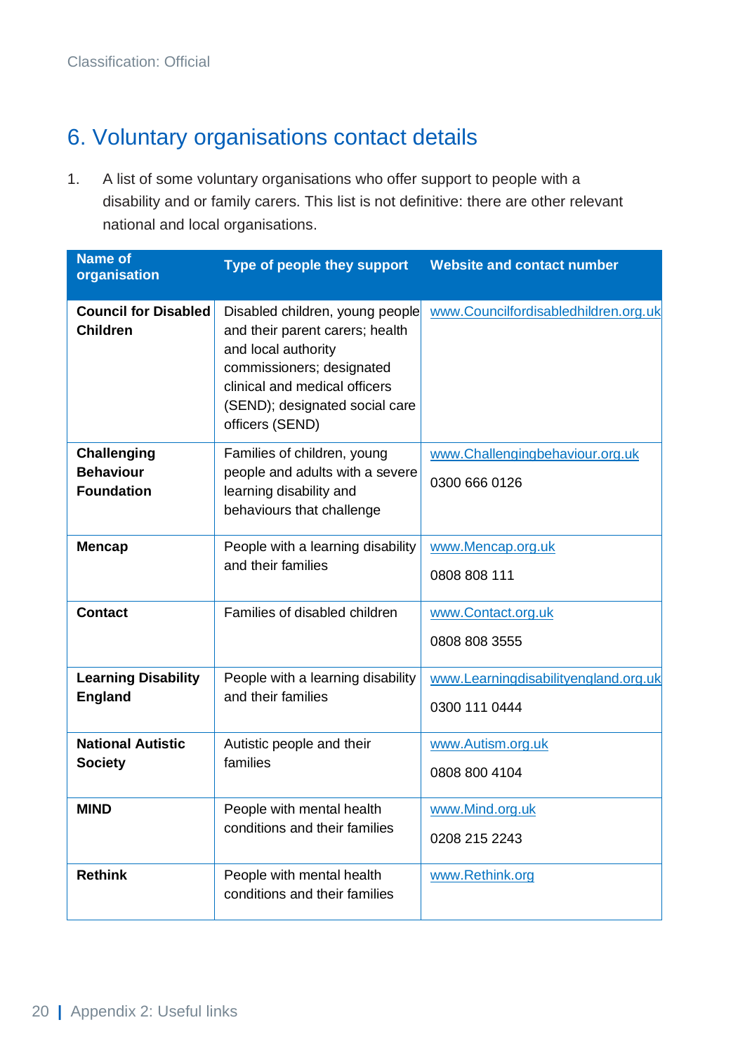## 6. Voluntary organisations contact details

1. A list of some voluntary organisations who offer support to people with a disability and or family carers. This list is not definitive: there are other relevant national and local organisations.

| Name of organisation | Type of people they support | Website and contact number |
|---|---|---|
| **Council for Disabled Children** | Disabled children, young people and their parent carers; health and local authority commissioners; designated clinical and medical officers (SEND); designated social care officers (SEND) | www.Councilfordisabledhildren.org.uk |
| **Challenging Behaviour Foundation** | Families of children, young people and adults with a severe learning disability and behaviours that challenge | www.Challengingbehaviour.org.uk<br><br>0300 666 0126 |
| **Mencap** | People with a learning disability and their families | www.Mencap.org.uk<br><br>0808 808 111 |
| **Contact** | Families of disabled children | www.Contact.org.uk<br><br>0808 808 3555 |
| **Learning Disability England** | People with a learning disability and their families | www.Learningdisabilityengland.org.uk<br><br>0300 111 0444 |
| **National Autistic Society** | Autistic people and their families | www.Autism.org.uk<br><br>0808 800 4104 |
| **MIND** | People with mental health conditions and their families | www.Mind.org.uk<br><br>0208 215 2243 |
| **Rethink** | People with mental health conditions and their families | www.Rethink.org |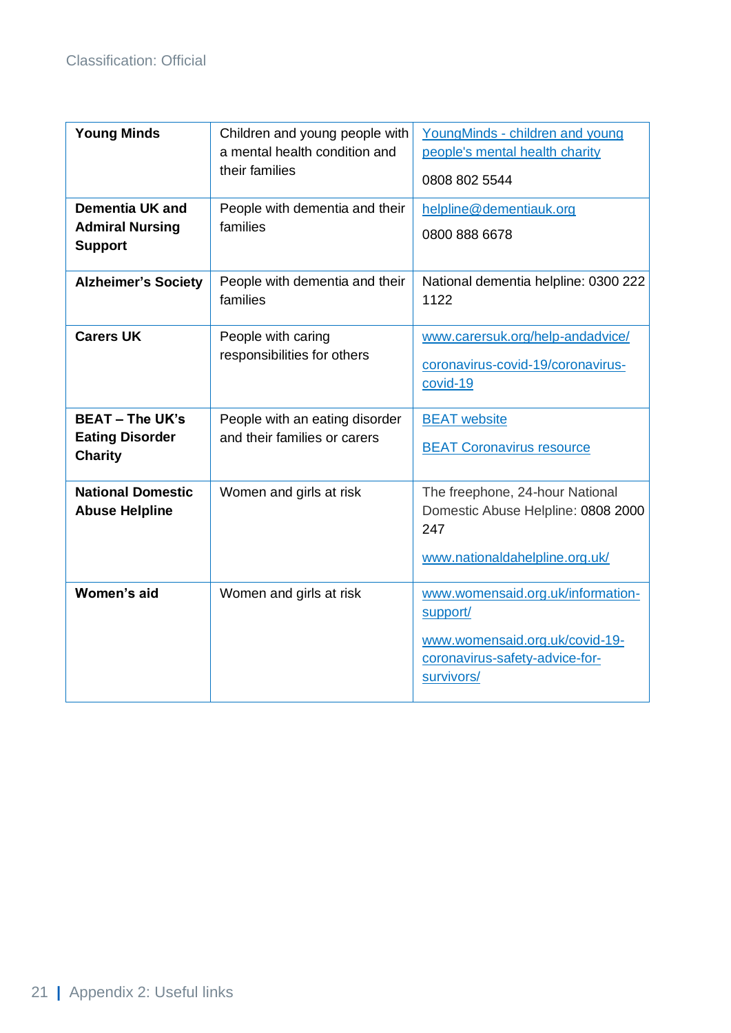| | | |
|---|---|---|
| **Young Minds** | Children and young people with a mental health condition and their families | YoungMinds - children and young people's mental health charity<br><br>0808 802 5544 |
| **Dementia UK and Admiral Nursing Support** | People with dementia and their families | helpline@dementiauk.org<br><br>0800 888 6678 |
| **Alzheimer's Society** | People with dementia and their families | National dementia helpline: 0300 222 1122 |
| **Carers UK** | People with caring responsibilities for others | www.carersuk.org/help-andadvice/<br><br>coronavirus-covid-19/coronavirus-covid-19 |
| **BEAT – The UK's Eating Disorder Charity** | People with an eating disorder and their families or carers | BEAT website<br><br>BEAT Coronavirus resource |
| **National Domestic Abuse Helpline** | Women and girls at risk | The freephone, 24-hour National Domestic Abuse Helpline: 0808 2000 247<br><br>www.nationaldahelpline.org.uk/ |
| **Women's aid** | Women and girls at risk | www.womensaid.org.uk/information-support/<br><br>www.womensaid.org.uk/covid-19-coronavirus-safety-advice-for-survivors/ |